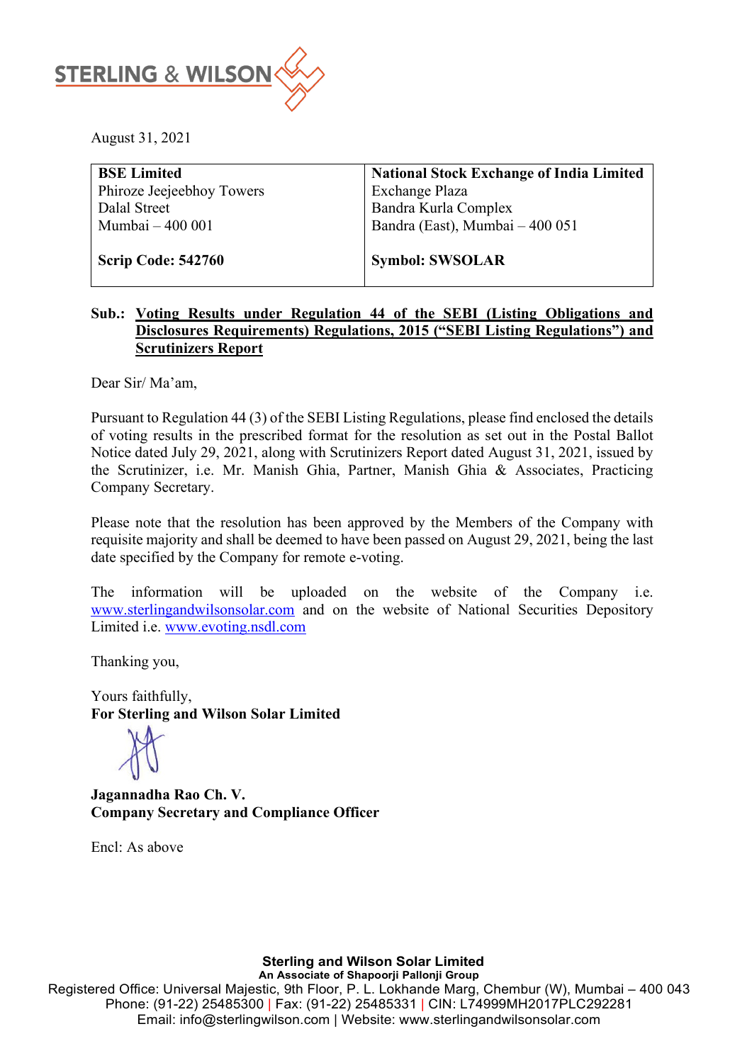STERLING & WILSON

August 31, 2021

| | |
|---|---|
| **BSE Limited**<br>Phiroze Jeejeebhoy Towers<br>Dalal Street<br>Mumbai – 400 001<br><br>**Scrip Code: 542760** | **National Stock Exchange of India Limited**<br>Exchange Plaza<br>Bandra Kurla Complex<br>Bandra (East), Mumbai – 400 051<br><br>**Symbol: SWSOLAR** |

**Sub.: Voting Results under Regulation 44 of the SEBI (Listing Obligations and Disclosures Requirements) Regulations, 2015 ("SEBI Listing Regulations") and Scrutinizers Report**

Dear Sir/ Ma'am,

Pursuant to Regulation 44 (3) of the SEBI Listing Regulations, please find enclosed the details of voting results in the prescribed format for the resolution as set out in the Postal Ballot Notice dated July 29, 2021, along with Scrutinizers Report dated August 31, 2021, issued by the Scrutinizer, i.e. Mr. Manish Ghia, Partner, Manish Ghia & Associates, Practicing Company Secretary.

Please note that the resolution has been approved by the Members of the Company with requisite majority and shall be deemed to have been passed on August 29, 2021, being the last date specified by the Company for remote e-voting.

The information will be uploaded on the website of the Company i.e. www.sterlingandwilsonsolar.com and on the website of National Securities Depository Limited i.e. www.evoting.nsdl.com

Thanking you,

Yours faithfully,
**For Sterling and Wilson Solar Limited**

**Jagannadha Rao Ch. V.**
**Company Secretary and Compliance Officer**

Encl: As above

**Sterling and Wilson Solar Limited**
**An Associate of Shapoorji Pallonji Group**
Registered Office: Universal Majestic, 9th Floor, P. L. Lokhande Marg, Chembur (W), Mumbai – 400 043
Phone: (91-22) 25485300 | Fax: (91-22) 25485331 | CIN: L74999MH2017PLC292281
Email: info@sterlingwilson.com | Website: www.sterlingandwilsonsolar.com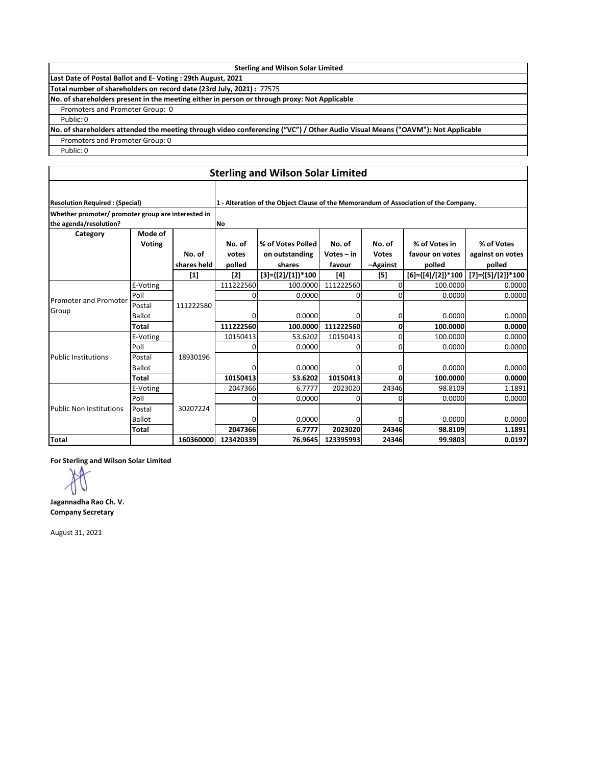**Sterling and Wilson Solar Limited**

**Last Date of Postal Ballot and E- Voting : 29th August, 2021**

**Total number of shareholders on record date (23rd July, 2021) :** 77575

**No. of shareholders present in the meeting either in person or through proxy: Not Applicable**

Promoters and Promoter Group: 0

Public: 0

**No. of shareholders attended the meeting through video conferencing ("VC") / Other Audio Visual Means ("OAVM"): Not Applicable**

Promoters and Promoter Group: 0

Public: 0

## Sterling and Wilson Solar Limited

| **Resolution Required : (Special)** | | | **1 - Alteration of the Object Clause of the Memorandum of Association of the Company.** | | | | | |
|---|---|---|---|---|---|---|---|---|
| **Whether promoter/ promoter group are interested in the agenda/resolution?** | | | **No** | | | | | |
| **Category** | **Mode of Voting** | **No. of shares held** | **No. of votes polled** | **% of Votes Polled on outstanding shares** | **No. of Votes – in favour** | **No. of Votes –Against** | **% of Votes in favour on votes polled** | **% of Votes against on votes polled** |
| | | **[1]** | **[2]** | **[3]={[2]/[1]}*100** | **[4]** | **[5]** | **[6]={[4]/[2]}*100** | **[7]={[5]/[2]}*100** |
| Promoter and Promoter Group | E-Voting | 111222580 | 111222560 | 100.0000 | 111222560 | 0 | 100.0000 | 0.0000 |
| | Poll | | 0 | 0.0000 | 0 | 0 | 0.0000 | 0.0000 |
| | Postal Ballot | | 0 | 0.0000 | 0 | 0 | 0.0000 | 0.0000 |
| | **Total** | | **111222560** | **100.0000** | **111222560** | **0** | **100.0000** | **0.0000** |
| Public Institutions | E-Voting | 18930196 | 10150413 | 53.6202 | 10150413 | 0 | 100.0000 | 0.0000 |
| | Poll | | 0 | 0.0000 | 0 | 0 | 0.0000 | 0.0000 |
| | Postal Ballot | | 0 | 0.0000 | 0 | 0 | 0.0000 | 0.0000 |
| | **Total** | | **10150413** | **53.6202** | **10150413** | **0** | **100.0000** | **0.0000** |
| Public Non Institutions | E-Voting | 30207224 | 2047366 | 6.7777 | 2023020 | 24346 | 98.8109 | 1.1891 |
| | Poll | | 0 | 0.0000 | 0 | 0 | 0.0000 | 0.0000 |
| | Postal Ballot | | 0 | 0.0000 | 0 | 0 | 0.0000 | 0.0000 |
| | **Total** | | **2047366** | **6.7777** | **2023020** | **24346** | **98.8109** | **1.1891** |
| **Total** | | **160360000** | **123420339** | **76.9645** | **123395993** | **24346** | **99.9803** | **0.0197** |

**For Sterling and Wilson Solar Limited**

**Jagannadha Rao Ch. V.**
**Company Secretary**

August 31, 2021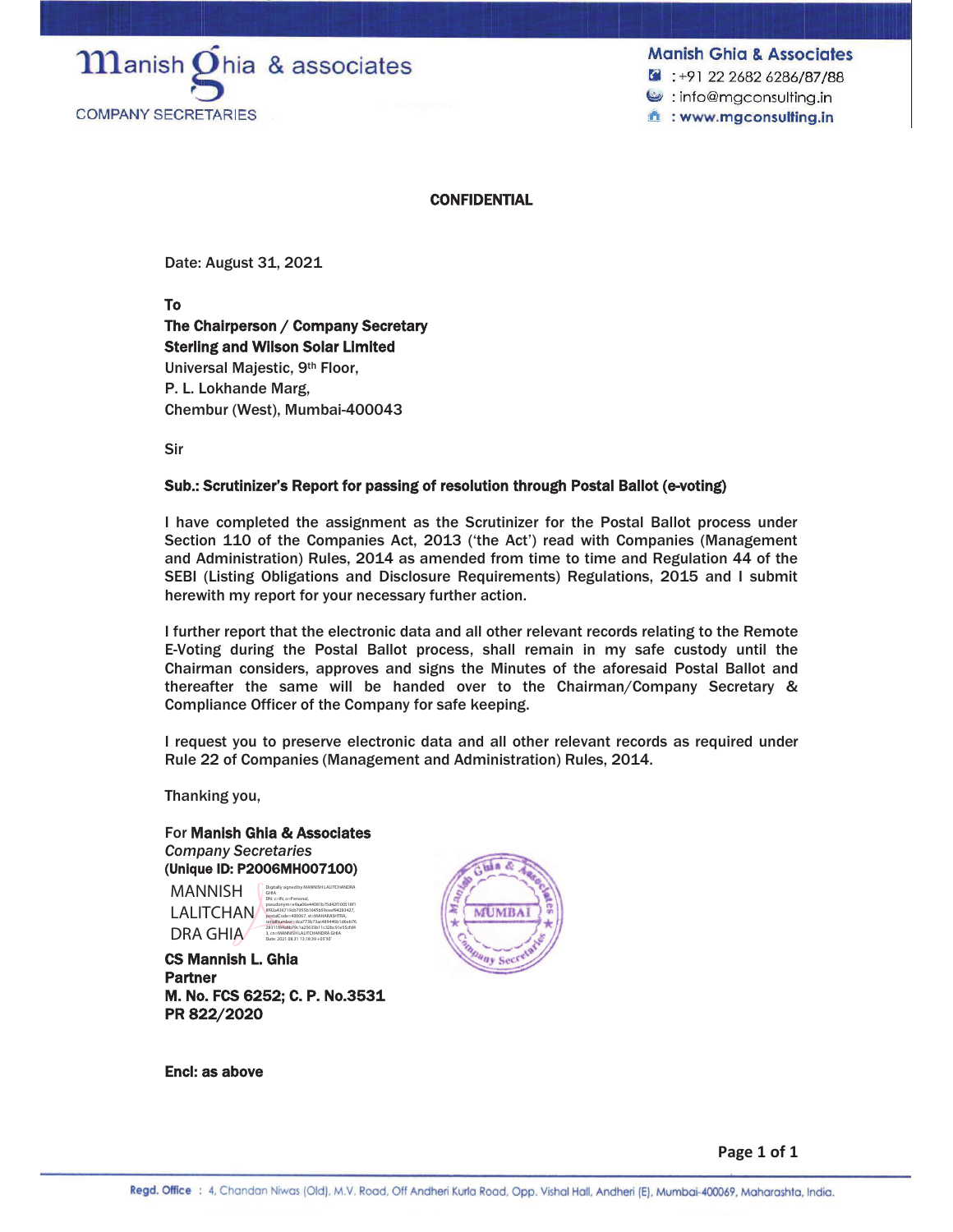**Manish Ghia & Associates**
: +91 22 2682 6286/87/88
: info@mgconsulting.in
: www.mgconsulting.in

manish ghia & associates
COMPANY SECRETARIES

**CONFIDENTIAL**

Date: August 31, 2021

**To**
**The Chairperson / Company Secretary**
**Sterling and Wilson Solar Limited**
Universal Majestic, 9th Floor,
P. L. Lokhande Marg,
Chembur (West), Mumbai-400043

Sir

**Sub.: Scrutinizer's Report for passing of resolution through Postal Ballot (e-voting)**

I have completed the assignment as the Scrutinizer for the Postal Ballot process under Section 110 of the Companies Act, 2013 ('the Act') read with Companies (Management and Administration) Rules, 2014 as amended from time to time and Regulation 44 of the SEBI (Listing Obligations and Disclosure Requirements) Regulations, 2015 and I submit herewith my report for your necessary further action.

I further report that the electronic data and all other relevant records relating to the Remote E-Voting during the Postal Ballot process, shall remain in my safe custody until the Chairman considers, approves and signs the Minutes of the aforesaid Postal Ballot and thereafter the same will be handed over to the Chairman/Company Secretary & Compliance Officer of the Company for safe keeping.

I request you to preserve electronic data and all other relevant records as required under Rule 22 of Companies (Management and Administration) Rules, 2014.

Thanking you,

For **Manish Ghia & Associates**
*Company Secretaries*
**(Unique ID: P2006MH007100)**

MANNISH LALITCHANDRA GHIA

**CS Mannish L. Ghia**
**Partner**
**M. No. FCS 6252; C. P. No.3531**
**PR 822/2020**

**Encl: as above**

**Regd. Office** : 4, Chandan Niwas (Old), M.V. Road, Off Andheri Kurla Road, Opp. Vishal Hall, Andheri (E), Mumbai-400069, Maharashta, India.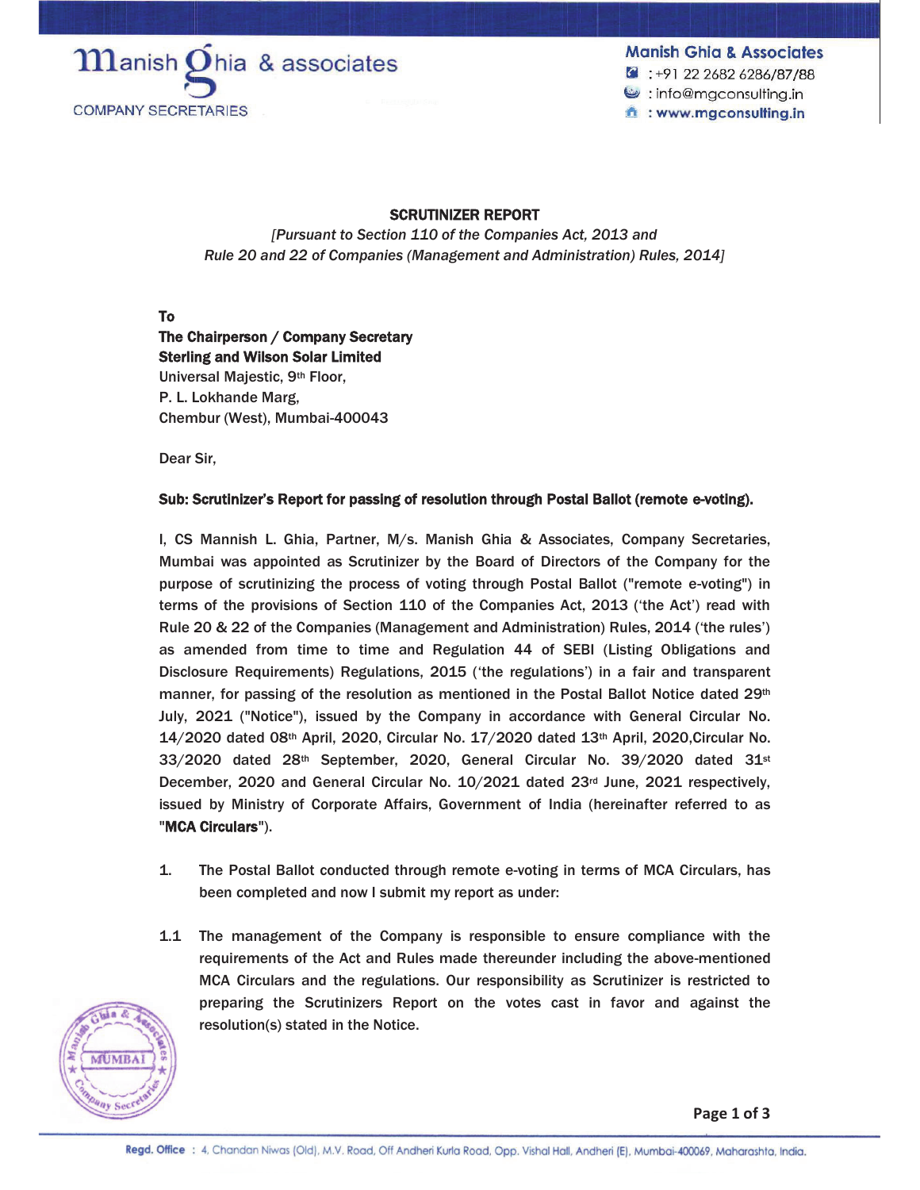Manish Ghia & associates

COMPANY SECRETARIES

**Manish Ghia & Associates**

: +91 22 2682 6286/87/88

: info@mgconsulting.in

: www.mgconsulting.in

**SCRUTINIZER REPORT**

*[Pursuant to Section 110 of the Companies Act, 2013 and Rule 20 and 22 of Companies (Management and Administration) Rules, 2014]*

**To**
**The Chairperson / Company Secretary**
**Sterling and Wilson Solar Limited**
Universal Majestic, 9th Floor,
P. L. Lokhande Marg,
Chembur (West), Mumbai-400043

Dear Sir,

**Sub: Scrutinizer's Report for passing of resolution through Postal Ballot (remote e-voting).**

I, CS Mannish L. Ghia, Partner, M/s. Manish Ghia & Associates, Company Secretaries, Mumbai was appointed as Scrutinizer by the Board of Directors of the Company for the purpose of scrutinizing the process of voting through Postal Ballot ("remote e-voting") in terms of the provisions of Section 110 of the Companies Act, 2013 ('the Act') read with Rule 20 & 22 of the Companies (Management and Administration) Rules, 2014 ('the rules') as amended from time to time and Regulation 44 of SEBI (Listing Obligations and Disclosure Requirements) Regulations, 2015 ('the regulations') in a fair and transparent manner, for passing of the resolution as mentioned in the Postal Ballot Notice dated 29th July, 2021 ("Notice"), issued by the Company in accordance with General Circular No. 14/2020 dated 08th April, 2020, Circular No. 17/2020 dated 13th April, 2020,Circular No. 33/2020 dated 28th September, 2020, General Circular No. 39/2020 dated 31st December, 2020 and General Circular No. 10/2021 dated 23rd June, 2021 respectively, issued by Ministry of Corporate Affairs, Government of India (hereinafter referred to as "**MCA Circulars**").

1. The Postal Ballot conducted through remote e-voting in terms of MCA Circulars, has been completed and now I submit my report as under:

1.1 The management of the Company is responsible to ensure compliance with the requirements of the Act and Rules made thereunder including the above-mentioned MCA Circulars and the regulations. Our responsibility as Scrutinizer is restricted to preparing the Scrutinizers Report on the votes cast in favor and against the resolution(s) stated in the Notice.

**Regd. Office** : 4, Chandan Niwas (Old), M.V. Road, Off Andheri Kurla Road, Opp. Vishal Hall, Andheri (E), Mumbai-400069, Maharashtra, India.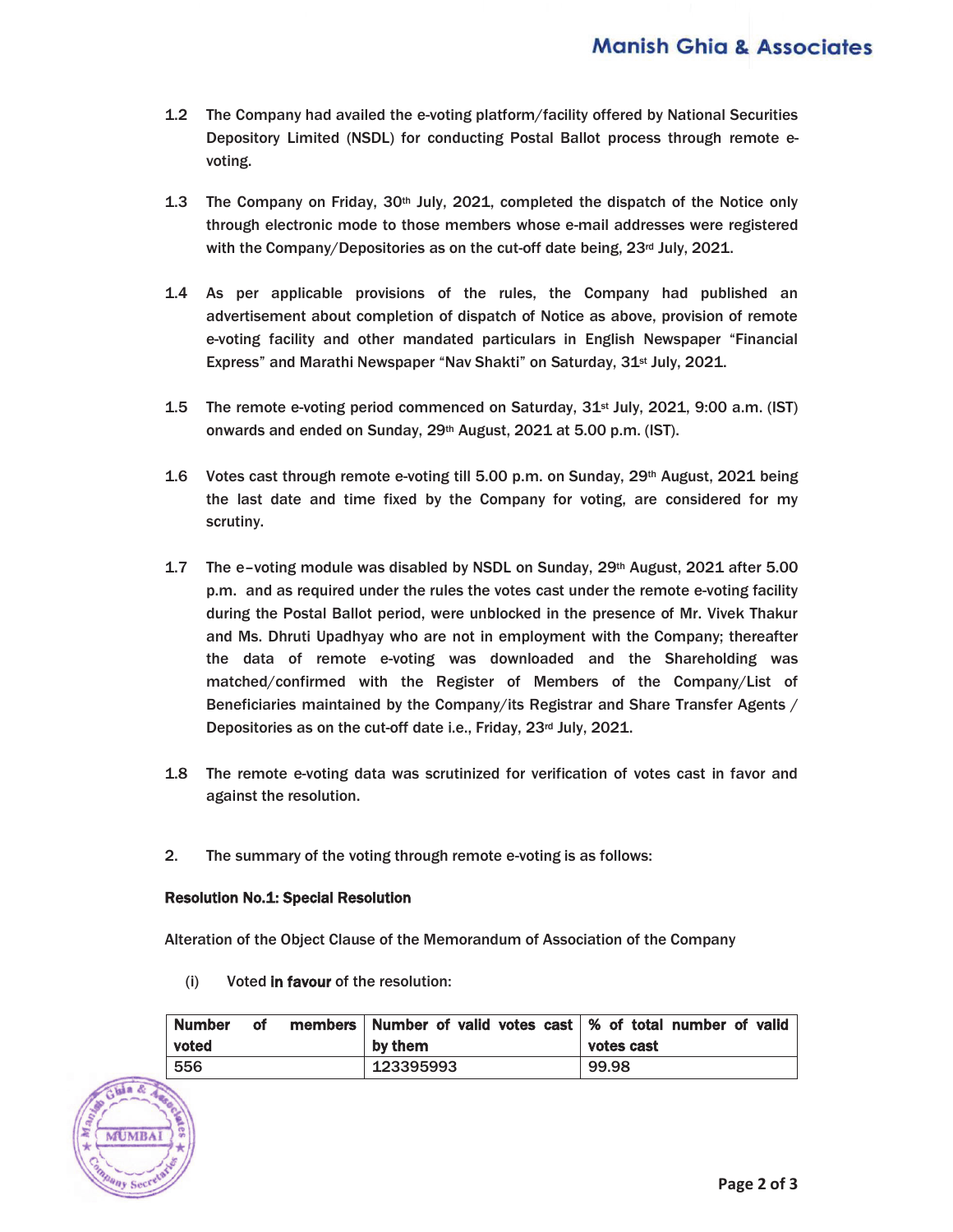1.2 The Company had availed the e-voting platform/facility offered by National Securities Depository Limited (NSDL) for conducting Postal Ballot process through remote e-voting.

1.3 The Company on Friday, 30th July, 2021, completed the dispatch of the Notice only through electronic mode to those members whose e-mail addresses were registered with the Company/Depositories as on the cut-off date being, 23rd July, 2021.

1.4 As per applicable provisions of the rules, the Company had published an advertisement about completion of dispatch of Notice as above, provision of remote e-voting facility and other mandated particulars in English Newspaper "Financial Express" and Marathi Newspaper "Nav Shakti" on Saturday, 31st July, 2021.

1.5 The remote e-voting period commenced on Saturday, 31st July, 2021, 9:00 a.m. (IST) onwards and ended on Sunday, 29th August, 2021 at 5.00 p.m. (IST).

1.6 Votes cast through remote e-voting till 5.00 p.m. on Sunday, 29th August, 2021 being the last date and time fixed by the Company for voting, are considered for my scrutiny.

1.7 The e–voting module was disabled by NSDL on Sunday, 29th August, 2021 after 5.00 p.m. and as required under the rules the votes cast under the remote e-voting facility during the Postal Ballot period, were unblocked in the presence of Mr. Vivek Thakur and Ms. Dhruti Upadhyay who are not in employment with the Company; thereafter the data of remote e-voting was downloaded and the Shareholding was matched/confirmed with the Register of Members of the Company/List of Beneficiaries maintained by the Company/its Registrar and Share Transfer Agents / Depositories as on the cut-off date i.e., Friday, 23rd July, 2021.

1.8 The remote e-voting data was scrutinized for verification of votes cast in favor and against the resolution.

2. The summary of the voting through remote e-voting is as follows:

**Resolution No.1: Special Resolution**

Alteration of the Object Clause of the Memorandum of Association of the Company

(i) Voted **in favour** of the resolution:

| Number of members voted | Number of valid votes cast by them | % of total number of valid votes cast |
|---|---|---|
| 556 | 123395993 | 99.98 |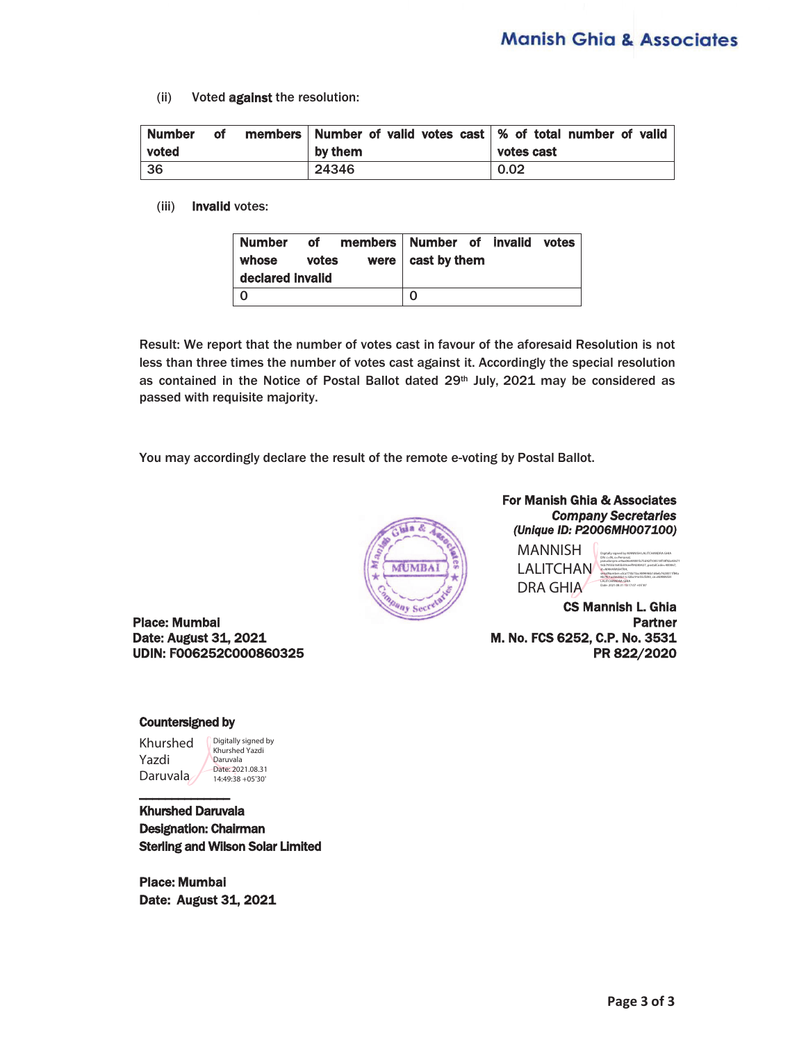(ii) Voted **against** the resolution:

| Number of members voted | Number of valid votes cast by them | % of total number of valid votes cast |
|---|---|---|
| 36 | 24346 | 0.02 |

(iii) **Invalid** votes:

| Number of members whose votes were declared invalid | Number of invalid votes cast by them |
|---|---|
| 0 | 0 |

Result: We report that the number of votes cast in favour of the aforesaid Resolution is not less than three times the number of votes cast against it. Accordingly the special resolution as contained in the Notice of Postal Ballot dated 29th July, 2021 may be considered as passed with requisite majority.

You may accordingly declare the result of the remote e-voting by Postal Ballot.

**For Manish Ghia & Associates**
***Company Secretaries***
***(Unique ID: P2006MH007100)***

MANNISH LALITCHANDRA GHIA

**CS Mannish L. Ghia**
**Partner**
**M. No. FCS 6252, C.P. No. 3531**
**PR 822/2020**

**Place: Mumbai**
**Date: August 31, 2021**
**UDIN: F006252C000860325**

**Countersigned by**

Khurshed Yazdi Daruvala

Digitally signed by Khurshed Yazdi Daruvala
Date: 2021.08.31 14:49:38 +05'30'

**Khurshed Daruvala**
**Designation: Chairman**
**Sterling and Wilson Solar Limited**

**Place: Mumbai**
**Date: August 31, 2021**